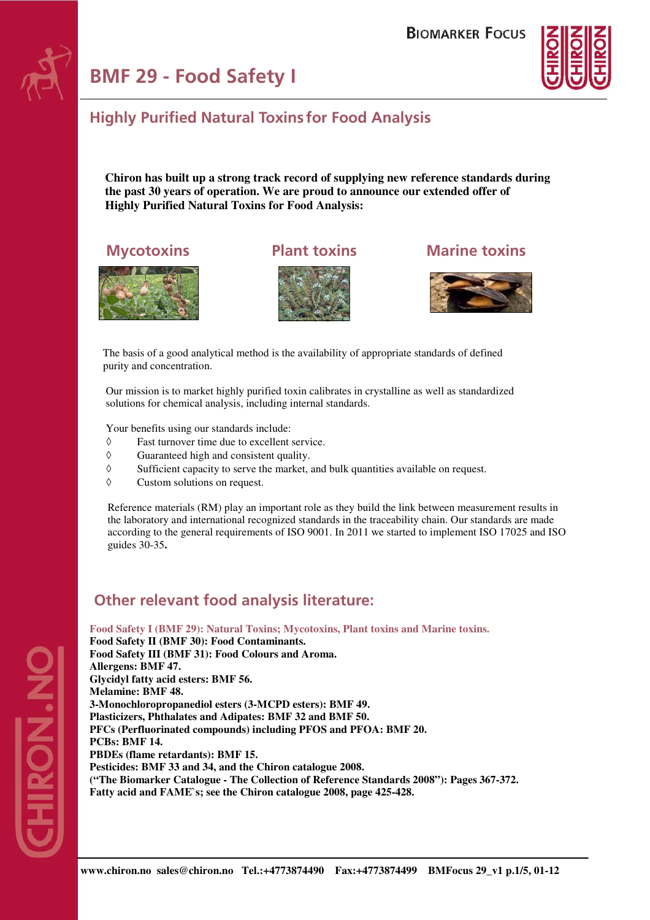# BMF 29 - Food Safety I

## Highly Purified Natural Toxins for Food Analysis

**Chiron has built up a strong track record of supplying new reference standards during the past 30 years of operation. We are proud to announce our extended offer of Highly Purified Natural Toxins for Food Analysis:**

### Mycotoxins

### Plant toxins

### Marine toxins

The basis of a good analytical method is the availability of appropriate standards of defined purity and concentration.

Our mission is to market highly purified toxin calibrates in crystalline as well as standardized solutions for chemical analysis, including internal standards.

Your benefits using our standards include:

- ◊ Fast turnover time due to excellent service.
- ◊ Guaranteed high and consistent quality.
- ◊ Sufficient capacity to serve the market, and bulk quantities available on request.
- ◊ Custom solutions on request.

Reference materials (RM) play an important role as they build the link between measurement results in the laboratory and international recognized standards in the traceability chain. Our standards are made according to the general requirements of ISO 9001. In 2011 we started to implement ISO 17025 and ISO guides 30-35**.**

## Other relevant food analysis literature:

**Food Safety I (BMF 29): Natural Toxins; Mycotoxins, Plant toxins and Marine toxins.**
**Food Safety II (BMF 30): Food Contaminants.**
**Food Safety III (BMF 31): Food Colours and Aroma.**
**Allergens: BMF 47.**
**Glycidyl fatty acid esters: BMF 56.**
**Melamine: BMF 48.**
**3-Monochloropropanediol esters (3-MCPD esters): BMF 49.**
**Plasticizers, Phthalates and Adipates: BMF 32 and BMF 50.**
**PFCs (Perfluorinated compounds) including PFOS and PFOA: BMF 20.**
**PCBs: BMF 14.**
**PBDEs (flame retardants): BMF 15.**
**Pesticides: BMF 33 and 34, and the Chiron catalogue 2008.**
**("The Biomarker Catalogue - The Collection of Reference Standards 2008"): Pages 367-372.**
**Fatty acid and FAME`s; see the Chiron catalogue 2008, page 425-428.**

**www.chiron.no sales@chiron.no Tel.:+4773874490 Fax:+4773874499 BMFocus 29_v1 p.1/5, 01-12**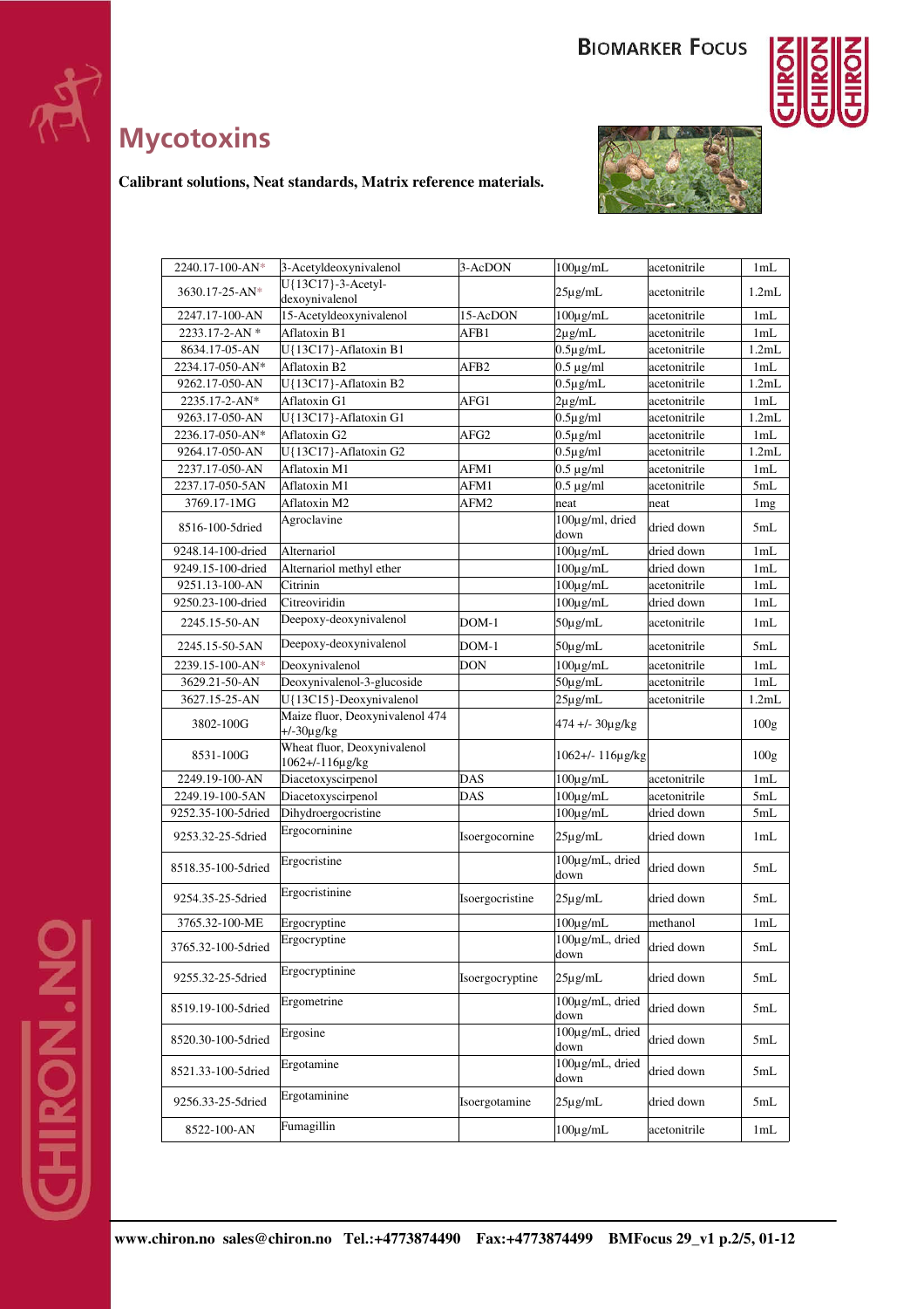# Mycotoxins

**Calibrant solutions, Neat standards, Matrix reference materials.**

| | | | | | |
|---|---|---|---|---|---|
| 2240.17-100-AN* | 3-Acetyldeoxynivalenol | 3-AcDON | 100µg/mL | acetonitrile | 1mL |
| 3630.17-25-AN* | U{13C17}-3-Acetyl-dexoynivalenol | | 25µg/mL | acetonitrile | 1.2mL |
| 2247.17-100-AN | 15-Acetyldeoxynivalenol | 15-AcDON | 100µg/mL | acetonitrile | 1mL |
| 2233.17-2-AN * | Aflatoxin B1 | AFB1 | 2µg/mL | acetonitrile | 1mL |
| 8634.17-05-AN | U{13C17}-Aflatoxin B1 | | 0.5µg/mL | acetonitrile | 1.2mL |
| 2234.17-050-AN* | Aflatoxin B2 | AFB2 | 0.5 µg/ml | acetonitrile | 1mL |
| 9262.17-050-AN | U{13C17}-Aflatoxin B2 | | 0.5µg/mL | acetonitrile | 1.2mL |
| 2235.17-2-AN* | Aflatoxin G1 | AFG1 | 2µg/mL | acetonitrile | 1mL |
| 9263.17-050-AN | U{13C17}-Aflatoxin G1 | | 0.5µg/ml | acetonitrile | 1.2mL |
| 2236.17-050-AN* | Aflatoxin G2 | AFG2 | 0.5µg/ml | acetonitrile | 1mL |
| 9264.17-050-AN | U{13C17}-Aflatoxin G2 | | 0.5µg/ml | acetonitrile | 1.2mL |
| 2237.17-050-AN | Aflatoxin M1 | AFM1 | 0.5 µg/ml | acetonitrile | 1mL |
| 2237.17-050-5AN | Aflatoxin M1 | AFM1 | 0.5 µg/ml | acetonitrile | 5mL |
| 3769.17-1MG | Aflatoxin M2 | AFM2 | neat | neat | 1mg |
| 8516-100-5dried | Agroclavine | | 100µg/ml, dried down | dried down | 5mL |
| 9248.14-100-dried | Alternariol | | 100µg/mL | dried down | 1mL |
| 9249.15-100-dried | Alternariol methyl ether | | 100µg/mL | dried down | 1mL |
| 9251.13-100-AN | Citrinin | | 100µg/mL | acetonitrile | 1mL |
| 9250.23-100-dried | Citreoviridin | | 100µg/mL | dried down | 1mL |
| 2245.15-50-AN | Deepoxy-deoxynivalenol | DOM-1 | 50µg/mL | acetonitrile | 1mL |
| 2245.15-50-5AN | Deepoxy-deoxynivalenol | DOM-1 | 50µg/mL | acetonitrile | 5mL |
| 2239.15-100-AN* | Deoxynivalenol | DON | 100µg/mL | acetonitrile | 1mL |
| 3629.21-50-AN | Deoxynivalenol-3-glucoside | | 50µg/mL | acetonitrile | 1mL |
| 3627.15-25-AN | U{13C15}-Deoxynivalenol | | 25µg/mL | acetonitrile | 1.2mL |
| 3802-100G | Maize fluor, Deoxynivalenol 474 +/-30µg/kg | | 474 +/- 30µg/kg | | 100g |
| 8531-100G | Wheat fluor, Deoxynivalenol 1062+/-116µg/kg | | 1062+/- 116µg/kg | | 100g |
| 2249.19-100-AN | Diacetoxyscirpenol | DAS | 100µg/mL | acetonitrile | 1mL |
| 2249.19-100-5AN | Diacetoxyscirpenol | DAS | 100µg/mL | acetonitrile | 5mL |
| 9252.35-100-5dried | Dihydroergocristine | | 100µg/mL | dried down | 5mL |
| 9253.32-25-5dried | Ergocorninine | Isoergocornine | 25µg/mL | dried down | 1mL |
| 8518.35-100-5dried | Ergocristine | | 100µg/mL, dried down | dried down | 5mL |
| 9254.35-25-5dried | Ergocristinine | Isoergocristine | 25µg/mL | dried down | 5mL |
| 3765.32-100-ME | Ergocryptine | | 100µg/mL | methanol | 1mL |
| 3765.32-100-5dried | Ergocryptine | | 100µg/mL, dried down | dried down | 5mL |
| 9255.32-25-5dried | Ergocryptinine | Isoergocryptine | 25µg/mL | dried down | 5mL |
| 8519.19-100-5dried | Ergometrine | | 100µg/mL, dried down | dried down | 5mL |
| 8520.30-100-5dried | Ergosine | | 100µg/mL, dried down | dried down | 5mL |
| 8521.33-100-5dried | Ergotamine | | 100µg/mL, dried down | dried down | 5mL |
| 9256.33-25-5dried | Ergotaminine | Isoergotamine | 25µg/mL | dried down | 5mL |
| 8522-100-AN | Fumagillin | | 100µg/mL | acetonitrile | 1mL |

**www.chiron.no sales@chiron.no Tel.:+4773874490 Fax:+4773874499 BMFocus 29_v1 p.2/5, 01-12**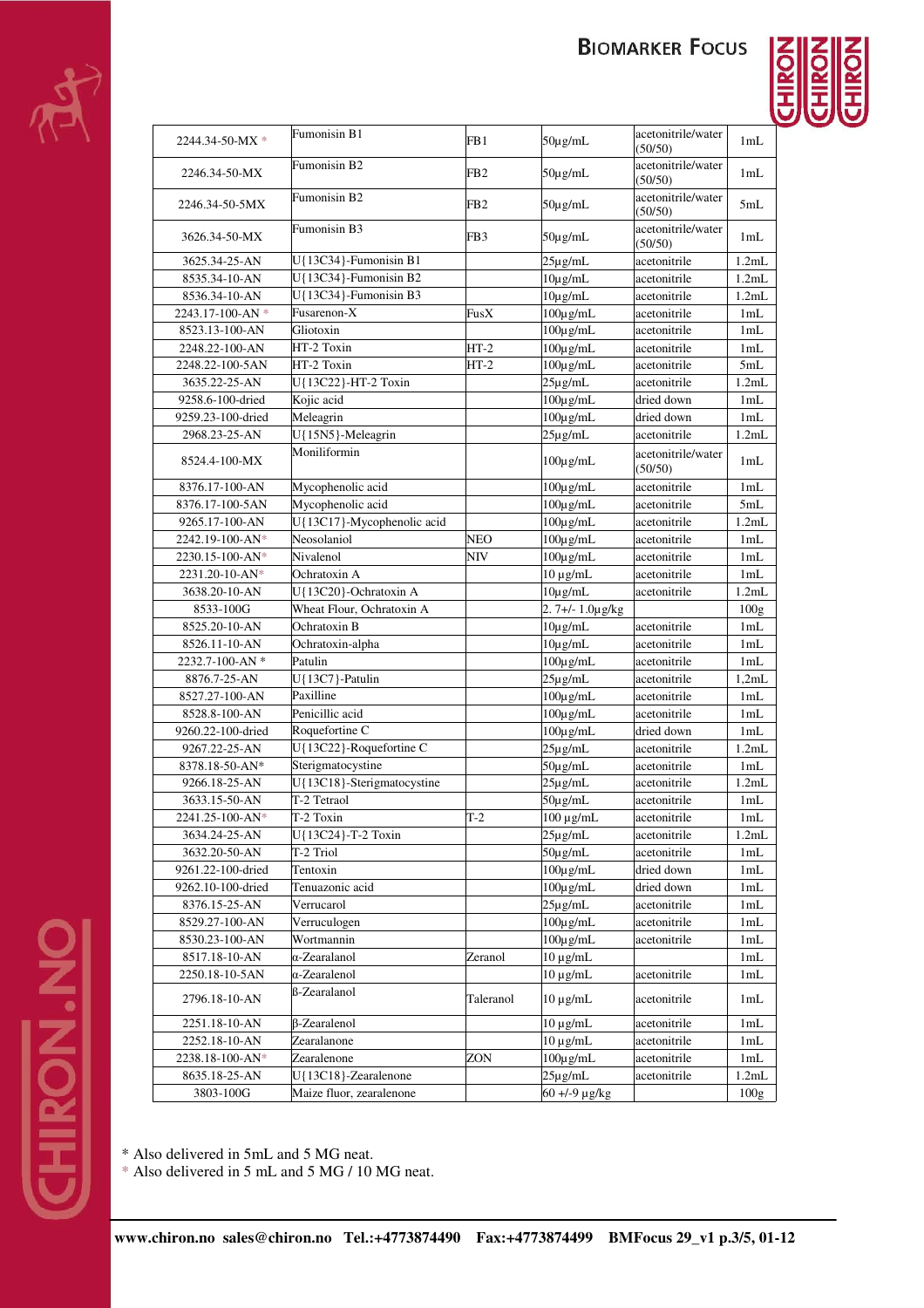| | | | | | |
|---|---|---|---|---|---|
| 2244.34-50-MX * | Fumonisin B1 | FB1 | 50µg/mL | acetonitrile/water (50/50) | 1mL |
| 2246.34-50-MX | Fumonisin B2 | FB2 | 50µg/mL | acetonitrile/water (50/50) | 1mL |
| 2246.34-50-5MX | Fumonisin B2 | FB2 | 50µg/mL | acetonitrile/water (50/50) | 5mL |
| 3626.34-50-MX | Fumonisin B3 | FB3 | 50µg/mL | acetonitrile/water (50/50) | 1mL |
| 3625.34-25-AN | U{13C34}-Fumonisin B1 | | 25µg/mL | acetonitrile | 1.2mL |
| 8535.34-10-AN | U{13C34}-Fumonisin B2 | | 10µg/mL | acetonitrile | 1.2mL |
| 8536.34-10-AN | U{13C34}-Fumonisin B3 | | 10µg/mL | acetonitrile | 1.2mL |
| 2243.17-100-AN * | Fusarenon-X | FusX | 100µg/mL | acetonitrile | 1mL |
| 8523.13-100-AN | Gliotoxin | | 100µg/mL | acetonitrile | 1mL |
| 2248.22-100-AN | HT-2 Toxin | HT-2 | 100µg/mL | acetonitrile | 1mL |
| 2248.22-100-5AN | HT-2 Toxin | HT-2 | 100µg/mL | acetonitrile | 5mL |
| 3635.22-25-AN | U{13C22}-HT-2 Toxin | | 25µg/mL | acetonitrile | 1.2mL |
| 9258.6-100-dried | Kojic acid | | 100µg/mL | dried down | 1mL |
| 9259.23-100-dried | Meleagrin | | 100µg/mL | dried down | 1mL |
| 2968.23-25-AN | U{15N5}-Meleagrin | | 25µg/mL | acetonitrile | 1.2mL |
| 8524.4-100-MX | Moniliformin | | 100µg/mL | acetonitrile/water (50/50) | 1mL |
| 8376.17-100-AN | Mycophenolic acid | | 100µg/mL | acetonitrile | 1mL |
| 8376.17-100-5AN | Mycophenolic acid | | 100µg/mL | acetonitrile | 5mL |
| 9265.17-100-AN | U{13C17}-Mycophenolic acid | | 100µg/mL | acetonitrile | 1.2mL |
| 2242.19-100-AN* | Neosolaniol | NEO | 100µg/mL | acetonitrile | 1mL |
| 2230.15-100-AN* | Nivalenol | NIV | 100µg/mL | acetonitrile | 1mL |
| 2231.20-10-AN* | Ochratoxin A | | 10 µg/mL | acetonitrile | 1mL |
| 3638.20-10-AN | U{13C20}-Ochratoxin A | | 10µg/mL | acetonitrile | 1.2mL |
| 8533-100G | Wheat Flour, Ochratoxin A | | 2. 7+/- 1.0µg/kg | | 100g |
| 8525.20-10-AN | Ochratoxin B | | 10µg/mL | acetonitrile | 1mL |
| 8526.11-10-AN | Ochratoxin-alpha | | 10µg/mL | acetonitrile | 1mL |
| 2232.7-100-AN * | Patulin | | 100µg/mL | acetonitrile | 1mL |
| 8876.7-25-AN | U{13C7}-Patulin | | 25µg/mL | acetonitrile | 1,2mL |
| 8527.27-100-AN | Paxilline | | 100µg/mL | acetonitrile | 1mL |
| 8528.8-100-AN | Penicillic acid | | 100µg/mL | acetonitrile | 1mL |
| 9260.22-100-dried | Roquefortine C | | 100µg/mL | dried down | 1mL |
| 9267.22-25-AN | U{13C22}-Roquefortine C | | 25µg/mL | acetonitrile | 1.2mL |
| 8378.18-50-AN* | Sterigmatocystine | | 50µg/mL | acetonitrile | 1mL |
| 9266.18-25-AN | U{13C18}-Sterigmatocystine | | 25µg/mL | acetonitrile | 1.2mL |
| 3633.15-50-AN | T-2 Tetraol | | 50µg/mL | acetonitrile | 1mL |
| 2241.25-100-AN* | T-2 Toxin | T-2 | 100 µg/mL | acetonitrile | 1mL |
| 3634.24-25-AN | U{13C24}-T-2 Toxin | | 25µg/mL | acetonitrile | 1.2mL |
| 3632.20-50-AN | T-2 Triol | | 50µg/mL | acetonitrile | 1mL |
| 9261.22-100-dried | Tentoxin | | 100µg/mL | dried down | 1mL |
| 9262.10-100-dried | Tenuazonic acid | | 100µg/mL | dried down | 1mL |
| 8376.15-25-AN | Verrucarol | | 25µg/mL | acetonitrile | 1mL |
| 8529.27-100-AN | Verruculogen | | 100µg/mL | acetonitrile | 1mL |
| 8530.23-100-AN | Wortmannin | | 100µg/mL | acetonitrile | 1mL |
| 8517.18-10-AN | α-Zearalanol | Zeranol | 10 µg/mL | | 1mL |
| 2250.18-10-5AN | α-Zearalenol | | 10 µg/mL | acetonitrile | 1mL |
| 2796.18-10-AN | ß-Zearalanol | Taleranol | 10 µg/mL | acetonitrile | 1mL |
| 2251.18-10-AN | β-Zearalenol | | 10 µg/mL | acetonitrile | 1mL |
| 2252.18-10-AN | Zearalanone | | 10 µg/mL | acetonitrile | 1mL |
| 2238.18-100-AN* | Zearalenone | ZON | 100µg/mL | acetonitrile | 1mL |
| 8635.18-25-AN | U{13C18}-Zearalenone | | 25µg/mL | acetonitrile | 1.2mL |
| 3803-100G | Maize fluor, zearalenone | | 60 +/-9 µg/kg | | 100g |

\* Also delivered in 5mL and 5 MG neat.
\* Also delivered in 5 mL and 5 MG / 10 MG neat.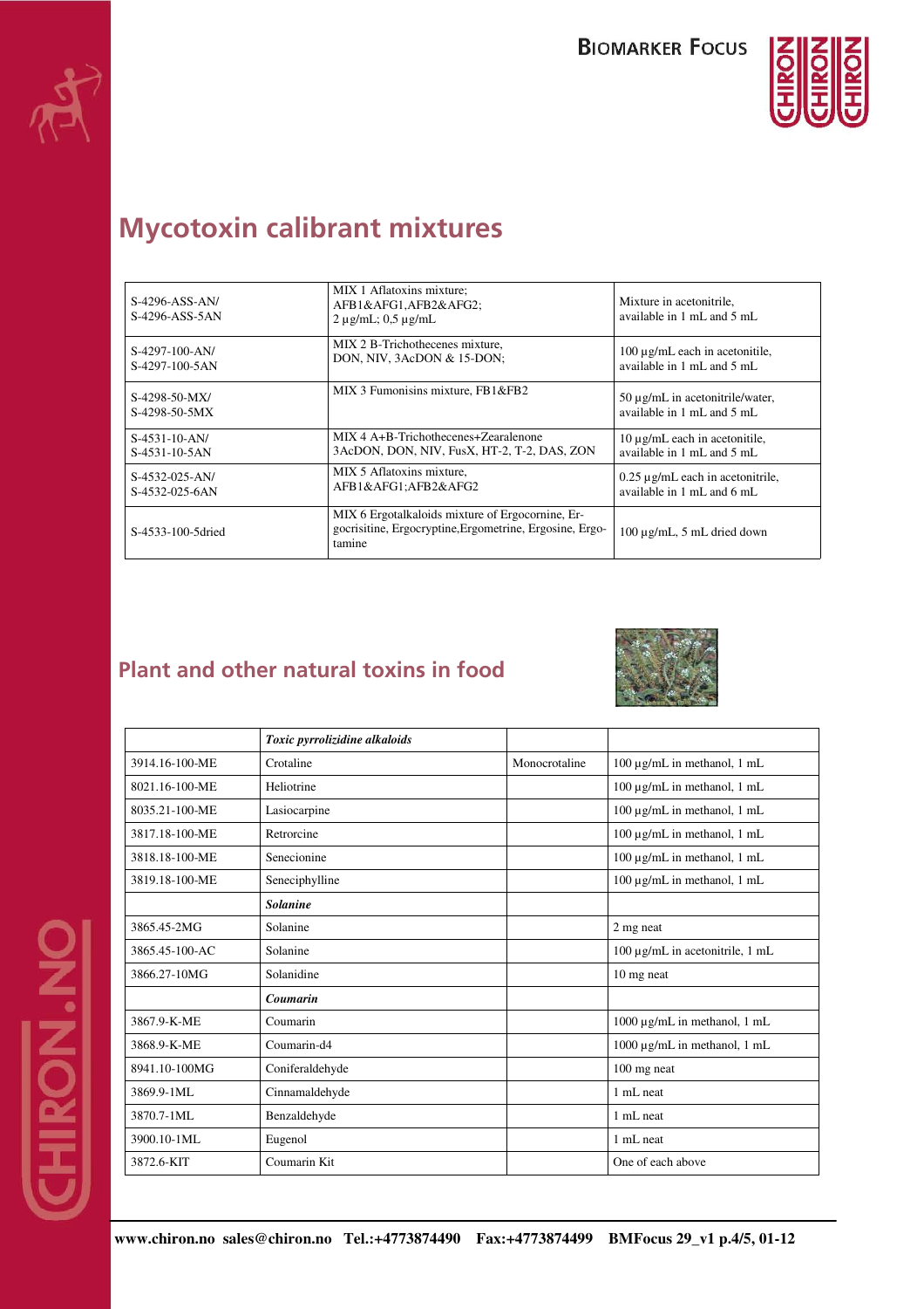## Mycotoxin calibrant mixtures

| | | |
|---|---|---|
| S-4296-ASS-AN/<br>S-4296-ASS-5AN | MIX 1 Aflatoxins mixture;<br>AFB1&AFG1,AFB2&AFG2;<br>2 µg/mL; 0,5 µg/mL | Mixture in acetonitrile,<br>available in 1 mL and 5 mL |
| S-4297-100-AN/<br>S-4297-100-5AN | MIX 2 B-Trichothecenes mixture,<br>DON, NIV, 3AcDON & 15-DON; | 100 µg/mL each in acetonitile,<br>available in 1 mL and 5 mL |
| S-4298-50-MX/<br>S-4298-50-5MX | MIX 3 Fumonisins mixture, FB1&FB2 | 50 µg/mL in acetonitrile/water,<br>available in 1 mL and 5 mL |
| S-4531-10-AN/<br>S-4531-10-5AN | MIX 4 A+B-Trichothecenes+Zearalenone<br>3AcDON, DON, NIV, FusX, HT-2, T-2, DAS, ZON | 10 µg/mL each in acetonitile,<br>available in 1 mL and 5 mL |
| S-4532-025-AN/<br>S-4532-025-6AN | MIX 5 Aflatoxins mixture,<br>AFB1&AFG1;AFB2&AFG2 | 0.25 µg/mL each in acetonitrile,<br>available in 1 mL and 6 mL |
| S-4533-100-5dried | MIX 6 Ergotalkaloids mixture of Ergocornine, Ergocrisitine, Ergocryptine,Ergometrine, Ergosine, Ergotamine | 100 µg/mL, 5 mL dried down |

## Plant and other natural toxins in food

| | | | |
|---|---|---|---|
| | ***Toxic pyrrolizidine alkaloids*** | | |
| 3914.16-100-ME | Crotaline | Monocrotaline | 100 µg/mL in methanol, 1 mL |
| 8021.16-100-ME | Heliotrine | | 100 µg/mL in methanol, 1 mL |
| 8035.21-100-ME | Lasiocarpine | | 100 µg/mL in methanol, 1 mL |
| 3817.18-100-ME | Retrorcine | | 100 µg/mL in methanol, 1 mL |
| 3818.18-100-ME | Senecionine | | 100 µg/mL in methanol, 1 mL |
| 3819.18-100-ME | Seneciphylline | | 100 µg/mL in methanol, 1 mL |
| | ***Solanine*** | | |
| 3865.45-2MG | Solanine | | 2 mg neat |
| 3865.45-100-AC | Solanine | | 100 µg/mL in acetonitrile, 1 mL |
| 3866.27-10MG | Solanidine | | 10 mg neat |
| | ***Coumarin*** | | |
| 3867.9-K-ME | Coumarin | | 1000 µg/mL in methanol, 1 mL |
| 3868.9-K-ME | Coumarin-d4 | | 1000 µg/mL in methanol, 1 mL |
| 8941.10-100MG | Coniferaldehyde | | 100 mg neat |
| 3869.9-1ML | Cinnamaldehyde | | 1 mL neat |
| 3870.7-1ML | Benzaldehyde | | 1 mL neat |
| 3900.10-1ML | Eugenol | | 1 mL neat |
| 3872.6-KIT | Coumarin Kit | | One of each above |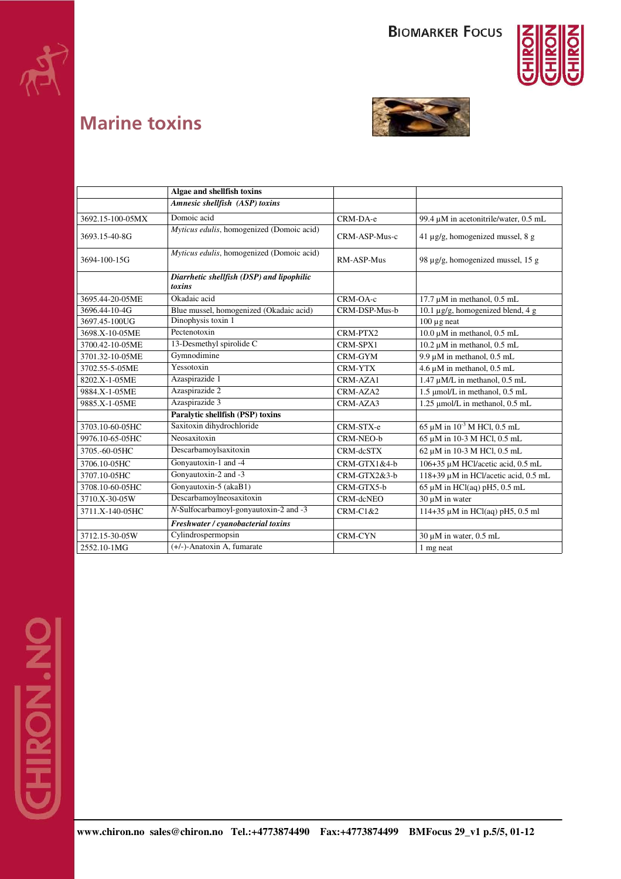# Marine toxins

| | | | |
|---|---|---|---|
| | **Algae and shellfish toxins** | | |
| | ***Amnesic shellfish (ASP) toxins*** | | |
| 3692.15-100-05MX | Domoic acid | CRM-DA-e | 99.4 µM in acetonitrile/water, 0.5 mL |
| 3693.15-40-8G | *Myticus edulis*, homogenized (Domoic acid) | CRM-ASP-Mus-c | 41 µg/g, homogenized mussel, 8 g |
| 3694-100-15G | *Myticus edulis*, homogenized (Domoic acid) | RM-ASP-Mus | 98 µg/g, homogenized mussel, 15 g |
| | ***Diarrhetic shellfish (DSP) and lipophilic toxins*** | | |
| 3695.44-20-05ME | Okadaic acid | CRM-OA-c | 17.7 µM in methanol, 0.5 mL |
| 3696.44-10-4G | Blue mussel, homogenized (Okadaic acid) | CRM-DSP-Mus-b | 10.1 µg/g, homogenized blend, 4 g |
| 3697.45-100UG | Dinophysis toxin 1 | | 100 µg neat |
| 3698.X-10-05ME | Pectenotoxin | CRM-PTX2 | 10.0 µM in methanol, 0.5 mL |
| 3700.42-10-05ME | 13-Desmethyl spirolide C | CRM-SPX1 | 10.2 µM in methanol, 0.5 mL |
| 3701.32-10-05ME | Gymnodimine | CRM-GYM | 9.9 µM in methanol, 0.5 mL |
| 3702.55-5-05ME | Yessotoxin | CRM-YTX | 4.6 µM in methanol, 0.5 mL |
| 8202.X-1-05ME | Azaspirazide 1 | CRM-AZA1 | 1.47 µM/L in methanol, 0.5 mL |
| 9884.X-1-05ME | Azaspirazide 2 | CRM-AZA2 | 1.5 µmol/L in methanol, 0.5 mL |
| 9885.X-1-05ME | Azaspirazide 3 | CRM-AZA3 | 1.25 µmol/L in methanol, 0.5 mL |
| | **Paralytic shellfish (PSP) toxins** | | |
| 3703.10-60-05HC | Saxitoxin dihydrochloride | CRM-STX-e | 65 µM in $10^{-3}$ M HCl, 0.5 mL |
| 9976.10-65-05HC | Neosaxitoxin | CRM-NEO-b | 65 µM in 10-3 M HCl, 0.5 mL |
| 3705.-60-05HC | Descarbamoylsaxitoxin | CRM-dcSTX | 62 µM in 10-3 M HCl, 0.5 mL |
| 3706.10-05HC | Gonyautoxin-1 and -4 | CRM-GTX1&4-b | 106+35 µM HCl/acetic acid, 0.5 mL |
| 3707.10-05HC | Gonyautoxin-2 and -3 | CRM-GTX2&3-b | 118+39 µM in HCl/acetic acid, 0.5 mL |
| 3708.10-60-05HC | Gonyautoxin-5 (akaB1) | CRM-GTX5-b | 65 µM in HCl(aq) pH5, 0.5 mL |
| 3710.X-30-05W | Descarbamoylneosaxitoxin | CRM-dcNEO | 30 µM in water |
| 3711.X-140-05HC | *N*-Sulfocarbamoyl-gonyautoxin-2 and -3 | CRM-C1&2 | 114+35 µM in HCl(aq) pH5, 0.5 ml |
| | ***Freshwater / cyanobacterial toxins*** | | |
| 3712.15-30-05W | Cylindrospermopsin | CRM-CYN | 30 µM in water, 0.5 mL |
| 2552.10-1MG | (+/-)-Anatoxin A, fumarate | | 1 mg neat |

www.chiron.no sales@chiron.no Tel.:+4773874490 Fax:+4773874499